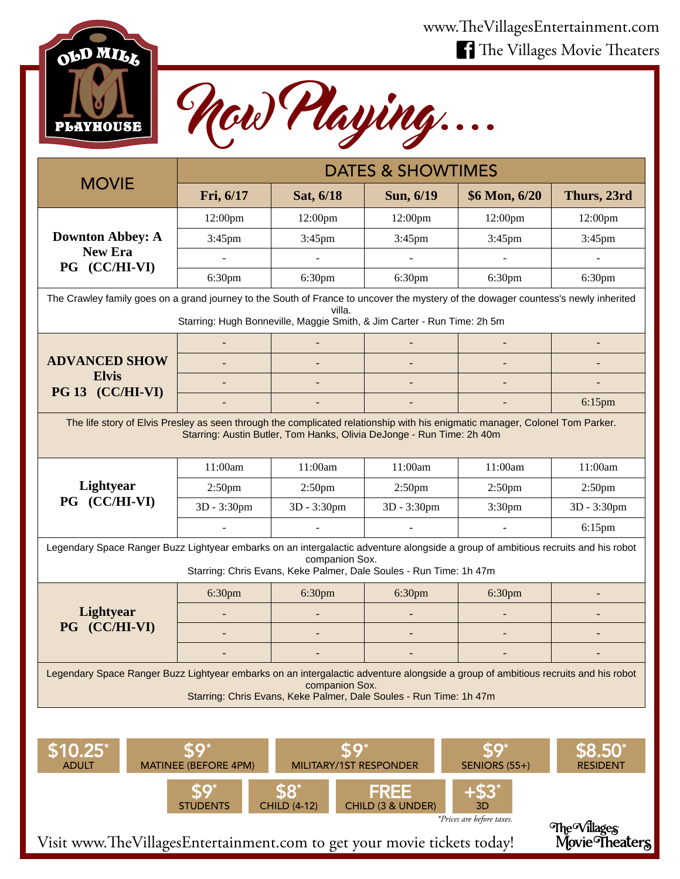www.TheVillagesEntertainment.com
The Villages Movie Theaters

OLD MILL PLAYHOUSE

# Now Playing....

| MOVIE | DATES & SHOWTIMES | | | | |
|---|---|---|---|---|---|
| | **Fri, 6/17** | **Sat, 6/18** | **Sun, 6/19** | **$6 Mon, 6/20** | **Thurs, 23rd** |
| **Downton Abbey: A New Era PG (CC/HI-VI)** | 12:00pm | 12:00pm | 12:00pm | 12:00pm | 12:00pm |
| | 3:45pm | 3:45pm | 3:45pm | 3:45pm | 3:45pm |
| | - | - | - | - | - |
| | 6:30pm | 6:30pm | 6:30pm | 6:30pm | 6:30pm |
| The Crawley family goes on a grand journey to the South of France to uncover the mystery of the dowager countess's newly inherited villa. Starring: Hugh Bonneville, Maggie Smith, & Jim Carter - Run Time: 2h 5m | | | | | |
| **ADVANCED SHOW Elvis PG 13 (CC/HI-VI)** | - | - | - | - | - |
| | - | - | - | - | - |
| | - | - | - | - | - |
| | - | - | - | - | 6:15pm |
| The life story of Elvis Presley as seen through the complicated relationship with his enigmatic manager, Colonel Tom Parker. Starring: Austin Butler, Tom Hanks, Olivia DeJonge - Run Time: 2h 40m | | | | | |
| **Lightyear PG (CC/HI-VI)** | 11:00am | 11:00am | 11:00am | 11:00am | 11:00am |
| | 2:50pm | 2:50pm | 2:50pm | 2:50pm | 2:50pm |
| | 3D - 3:30pm | 3D - 3:30pm | 3D - 3:30pm | 3:30pm | 3D - 3:30pm |
| | - | - | - | - | 6:15pm |
| Legendary Space Ranger Buzz Lightyear embarks on an intergalactic adventure alongside a group of ambitious recruits and his robot companion Sox. Starring: Chris Evans, Keke Palmer, Dale Soules - Run Time: 1h 47m | | | | | |
| **Lightyear PG (CC/HI-VI)** | 6:30pm | 6:30pm | 6:30pm | 6:30pm | - |
| | - | - | - | - | - |
| | - | - | - | - | - |
| | - | - | - | - | - |
| Legendary Space Ranger Buzz Lightyear embarks on an intergalactic adventure alongside a group of ambitious recruits and his robot companion Sox. Starring: Chris Evans, Keke Palmer, Dale Soules - Run Time: 1h 47m | | | | | |

**$10.25*** ADULT | **$9*** MATINEE (BEFORE 4PM) | **$9*** MILITARY/1ST RESPONDER | **$9*** SENIORS (55+) | **$8.50*** RESIDENT

**$9*** STUDENTS | **$8*** CHILD (4-12) | **FREE** CHILD (3 & UNDER) | **+$3*** 3D

*\*Prices are before taxes.*

Visit www.TheVillagesEntertainment.com to get your movie tickets today!

The Villages Movie Theaters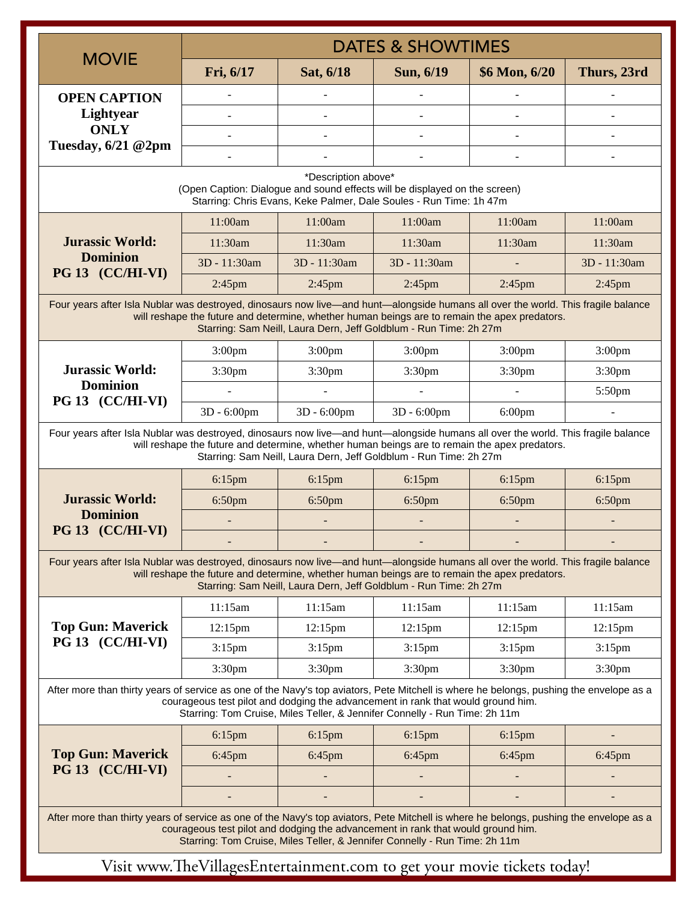| MOVIE | DATES & SHOWTIMES | | | | |
|---|---|---|---|---|---|
| | Fri, 6/17 | Sat, 6/18 | Sun, 6/19 | $6 Mon, 6/20 | Thurs, 23rd |
| **OPEN CAPTION Lightyear ONLY Tuesday, 6/21 @2pm** | - | - | - | - | - |
| | - | - | - | - | - |
| | - | - | - | - | - |
| | - | - | - | - | - |
| *Description above* (Open Caption: Dialogue and sound effects will be displayed on the screen) Starring: Chris Evans, Keke Palmer, Dale Soules - Run Time: 1h 47m | | | | | |
| **Jurassic World: Dominion PG 13 (CC/HI-VI)** | 11:00am | 11:00am | 11:00am | 11:00am | 11:00am |
| | 11:30am | 11:30am | 11:30am | 11:30am | 11:30am |
| | 3D - 11:30am | 3D - 11:30am | 3D - 11:30am | - | 3D - 11:30am |
| | 2:45pm | 2:45pm | 2:45pm | 2:45pm | 2:45pm |
| Four years after Isla Nublar was destroyed, dinosaurs now live—and hunt—alongside humans all over the world. This fragile balance will reshape the future and determine, whether human beings are to remain the apex predators. Starring: Sam Neill, Laura Dern, Jeff Goldblum - Run Time: 2h 27m | | | | | |
| **Jurassic World: Dominion PG 13 (CC/HI-VI)** | 3:00pm | 3:00pm | 3:00pm | 3:00pm | 3:00pm |
| | 3:30pm | 3:30pm | 3:30pm | 3:30pm | 3:30pm |
| | - | - | - | - | 5:50pm |
| | 3D - 6:00pm | 3D - 6:00pm | 3D - 6:00pm | 6:00pm | - |
| Four years after Isla Nublar was destroyed, dinosaurs now live—and hunt—alongside humans all over the world. This fragile balance will reshape the future and determine, whether human beings are to remain the apex predators. Starring: Sam Neill, Laura Dern, Jeff Goldblum - Run Time: 2h 27m | | | | | |
| **Jurassic World: Dominion PG 13 (CC/HI-VI)** | 6:15pm | 6:15pm | 6:15pm | 6:15pm | 6:15pm |
| | 6:50pm | 6:50pm | 6:50pm | 6:50pm | 6:50pm |
| | - | - | - | - | - |
| | - | - | - | - | - |
| Four years after Isla Nublar was destroyed, dinosaurs now live—and hunt—alongside humans all over the world. This fragile balance will reshape the future and determine, whether human beings are to remain the apex predators. Starring: Sam Neill, Laura Dern, Jeff Goldblum - Run Time: 2h 27m | | | | | |
| **Top Gun: Maverick PG 13 (CC/HI-VI)** | 11:15am | 11:15am | 11:15am | 11:15am | 11:15am |
| | 12:15pm | 12:15pm | 12:15pm | 12:15pm | 12:15pm |
| | 3:15pm | 3:15pm | 3:15pm | 3:15pm | 3:15pm |
| | 3:30pm | 3:30pm | 3:30pm | 3:30pm | 3:30pm |
| After more than thirty years of service as one of the Navy's top aviators, Pete Mitchell is where he belongs, pushing the envelope as a courageous test pilot and dodging the advancement in rank that would ground him. Starring: Tom Cruise, Miles Teller, & Jennifer Connelly - Run Time: 2h 11m | | | | | |
| **Top Gun: Maverick PG 13 (CC/HI-VI)** | 6:15pm | 6:15pm | 6:15pm | 6:15pm | - |
| | 6:45pm | 6:45pm | 6:45pm | 6:45pm | 6:45pm |
| | - | - | - | - | - |
| | - | - | - | - | - |
| After more than thirty years of service as one of the Navy's top aviators, Pete Mitchell is where he belongs, pushing the envelope as a courageous test pilot and dodging the advancement in rank that would ground him. Starring: Tom Cruise, Miles Teller, & Jennifer Connelly - Run Time: 2h 11m | | | | | |

Visit www.TheVillagesEntertainment.com to get your movie tickets today!